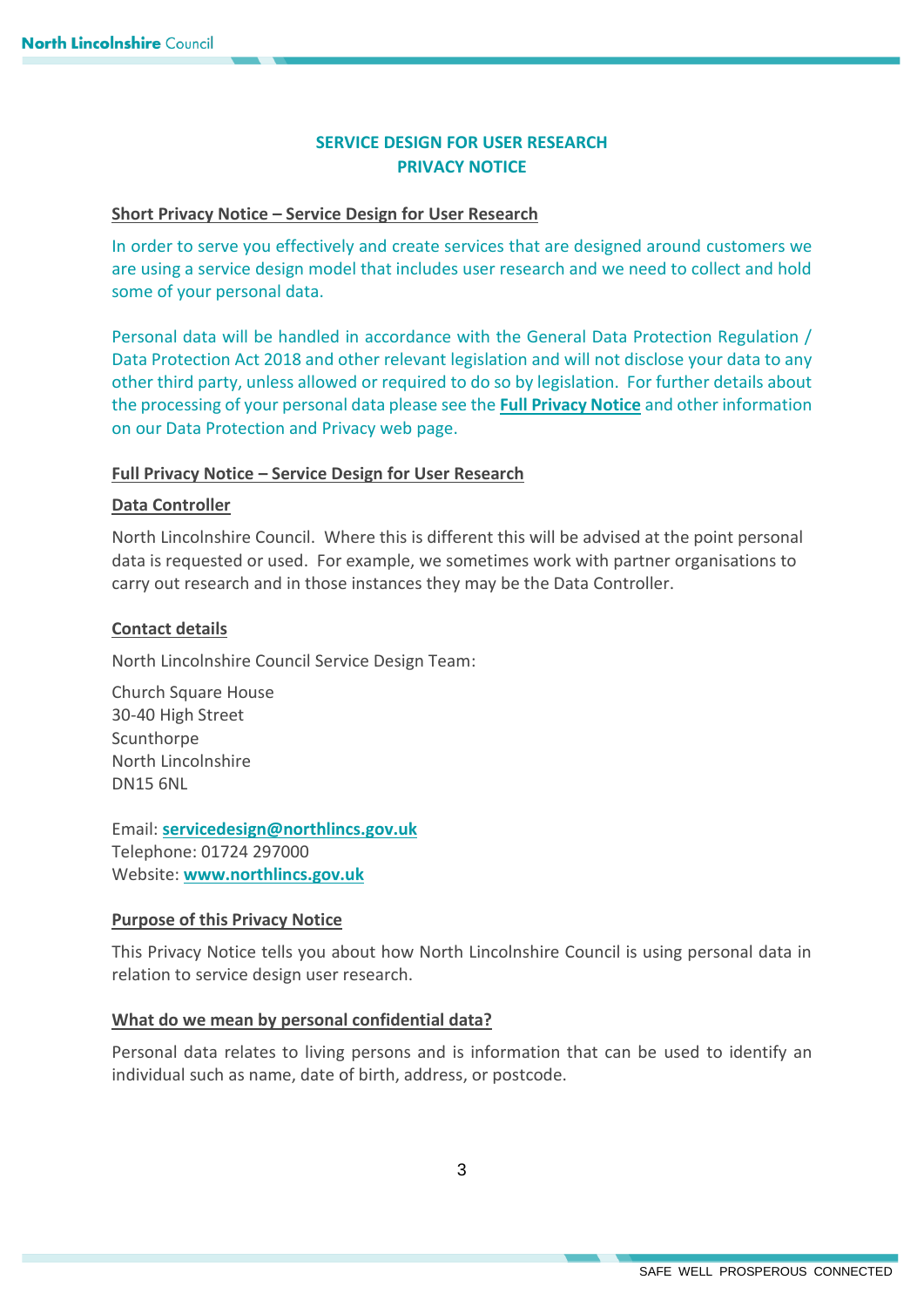# SERVICE DESIGN FOR USER RESEARCH
# PRIVACY NOTICE

## Short Privacy Notice – Service Design for User Research

In order to serve you effectively and create services that are designed around customers we are using a service design model that includes user research and we need to collect and hold some of your personal data.

Personal data will be handled in accordance with the General Data Protection Regulation / Data Protection Act 2018 and other relevant legislation and will not disclose your data to any other third party, unless allowed or required to do so by legislation. For further details about the processing of your personal data please see the **Full Privacy Notice** and other information on our Data Protection and Privacy web page.

## Full Privacy Notice – Service Design for User Research

### Data Controller

North Lincolnshire Council. Where this is different this will be advised at the point personal data is requested or used. For example, we sometimes work with partner organisations to carry out research and in those instances they may be the Data Controller.

### Contact details

North Lincolnshire Council Service Design Team:

Church Square House
30-40 High Street
Scunthorpe
North Lincolnshire
DN15 6NL

Email: **servicedesign@northlincs.gov.uk**
Telephone: 01724 297000
Website: **www.northlincs.gov.uk**

### Purpose of this Privacy Notice

This Privacy Notice tells you about how North Lincolnshire Council is using personal data in relation to service design user research.

### What do we mean by personal confidential data?

Personal data relates to living persons and is information that can be used to identify an individual such as name, date of birth, address, or postcode.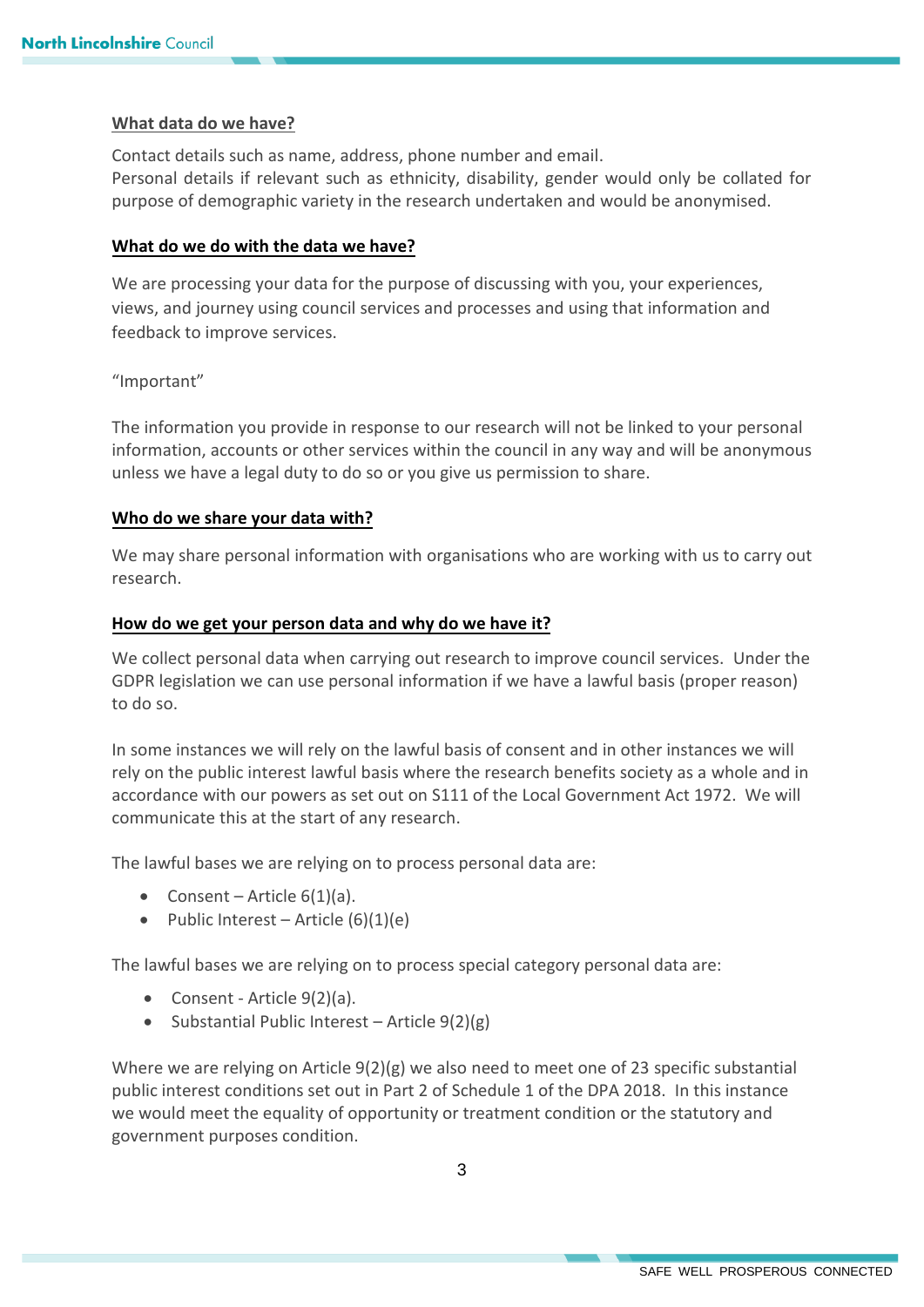## What data do we have?

Contact details such as name, address, phone number and email.
Personal details if relevant such as ethnicity, disability, gender would only be collated for purpose of demographic variety in the research undertaken and would be anonymised.

## What do we do with the data we have?

We are processing your data for the purpose of discussing with you, your experiences, views, and journey using council services and processes and using that information and feedback to improve services.

"Important"

The information you provide in response to our research will not be linked to your personal information, accounts or other services within the council in any way and will be anonymous unless we have a legal duty to do so or you give us permission to share.

## Who do we share your data with?

We may share personal information with organisations who are working with us to carry out research.

## How do we get your person data and why do we have it?

We collect personal data when carrying out research to improve council services. Under the GDPR legislation we can use personal information if we have a lawful basis (proper reason) to do so.

In some instances we will rely on the lawful basis of consent and in other instances we will rely on the public interest lawful basis where the research benefits society as a whole and in accordance with our powers as set out on S111 of the Local Government Act 1972. We will communicate this at the start of any research.

The lawful bases we are relying on to process personal data are:

- Consent – Article 6(1)(a).
- Public Interest – Article (6)(1)(e)

The lawful bases we are relying on to process special category personal data are:

- Consent - Article 9(2)(a).
- Substantial Public Interest – Article 9(2)(g)

Where we are relying on Article 9(2)(g) we also need to meet one of 23 specific substantial public interest conditions set out in Part 2 of Schedule 1 of the DPA 2018. In this instance we would meet the equality of opportunity or treatment condition or the statutory and government purposes condition.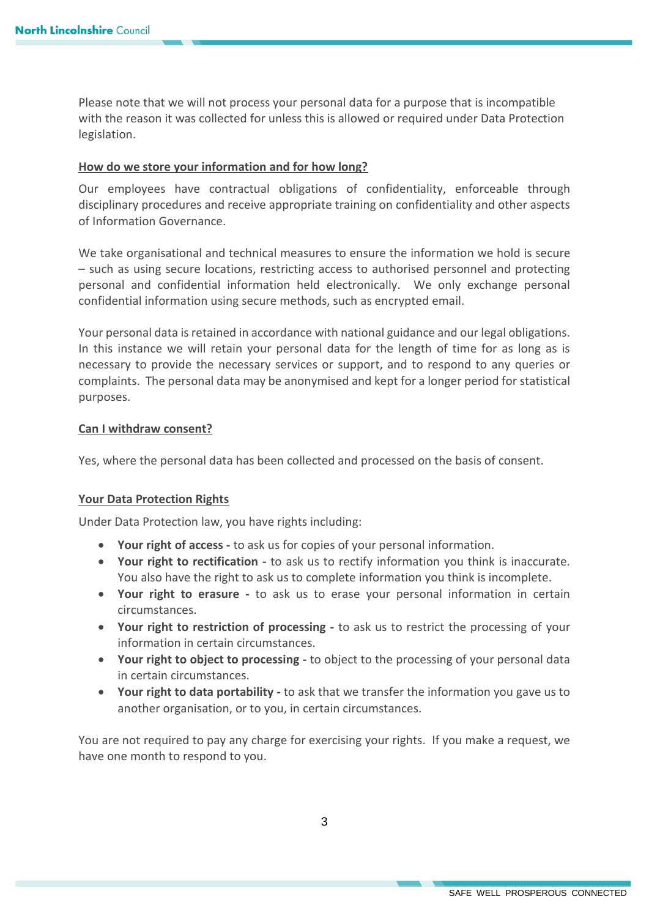Please note that we will not process your personal data for a purpose that is incompatible with the reason it was collected for unless this is allowed or required under Data Protection legislation.

## How do we store your information and for how long?

Our employees have contractual obligations of confidentiality, enforceable through disciplinary procedures and receive appropriate training on confidentiality and other aspects of Information Governance.

We take organisational and technical measures to ensure the information we hold is secure – such as using secure locations, restricting access to authorised personnel and protecting personal and confidential information held electronically. We only exchange personal confidential information using secure methods, such as encrypted email.

Your personal data is retained in accordance with national guidance and our legal obligations. In this instance we will retain your personal data for the length of time for as long as is necessary to provide the necessary services or support, and to respond to any queries or complaints. The personal data may be anonymised and kept for a longer period for statistical purposes.

## Can I withdraw consent?

Yes, where the personal data has been collected and processed on the basis of consent.

## Your Data Protection Rights

Under Data Protection law, you have rights including:

- **Your right of access -** to ask us for copies of your personal information.
- **Your right to rectification -** to ask us to rectify information you think is inaccurate. You also have the right to ask us to complete information you think is incomplete.
- **Your right to erasure -** to ask us to erase your personal information in certain circumstances.
- **Your right to restriction of processing -** to ask us to restrict the processing of your information in certain circumstances.
- **Your right to object to processing -** to object to the processing of your personal data in certain circumstances.
- **Your right to data portability -** to ask that we transfer the information you gave us to another organisation, or to you, in certain circumstances.

You are not required to pay any charge for exercising your rights. If you make a request, we have one month to respond to you.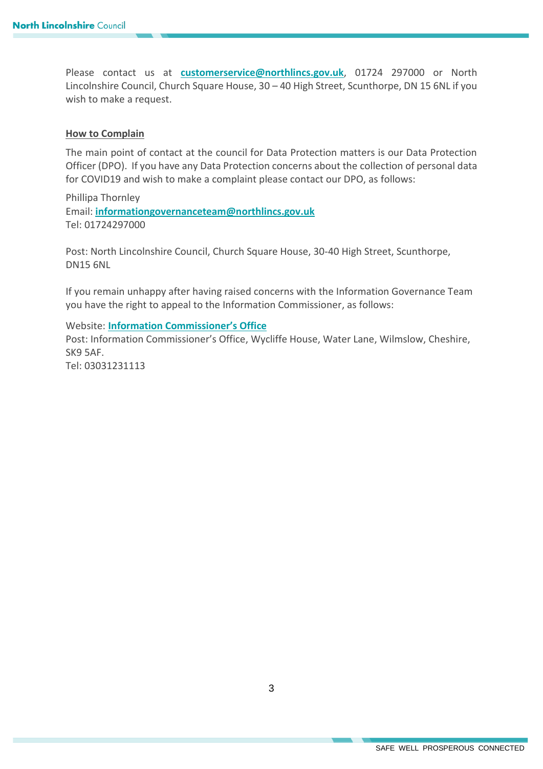Please contact us at **customerservice@northlincs.gov.uk**, 01724 297000 or North Lincolnshire Council, Church Square House, 30 – 40 High Street, Scunthorpe, DN 15 6NL if you wish to make a request.

## How to Complain

The main point of contact at the council for Data Protection matters is our Data Protection Officer (DPO). If you have any Data Protection concerns about the collection of personal data for COVID19 and wish to make a complaint please contact our DPO, as follows:

Phillipa Thornley
Email: **informationgovernanceteam@northlincs.gov.uk**
Tel: 01724297000

Post: North Lincolnshire Council, Church Square House, 30-40 High Street, Scunthorpe, DN15 6NL

If you remain unhappy after having raised concerns with the Information Governance Team you have the right to appeal to the Information Commissioner, as follows:

Website: **Information Commissioner's Office**
Post: Information Commissioner's Office, Wycliffe House, Water Lane, Wilmslow, Cheshire, SK9 5AF.
Tel: 03031231113